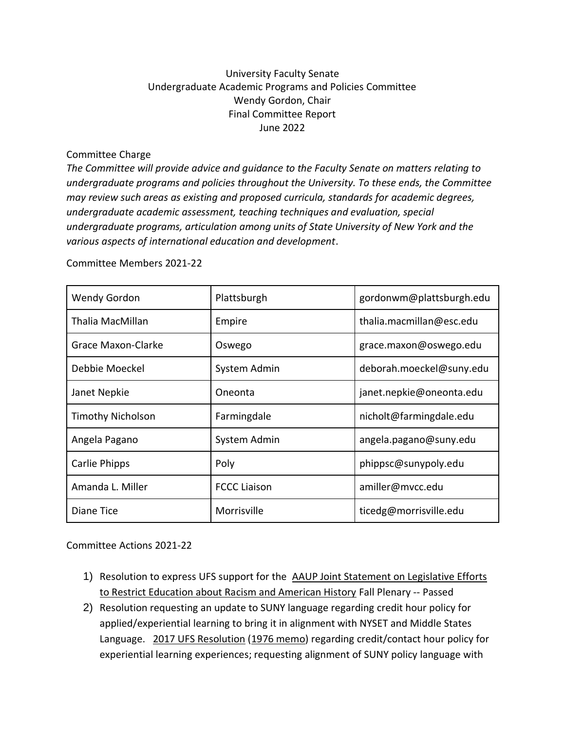University Faculty Senate
Undergraduate Academic Programs and Policies Committee
Wendy Gordon, Chair
Final Committee Report
June 2022

Committee Charge

*The Committee will provide advice and guidance to the Faculty Senate on matters relating to undergraduate programs and policies throughout the University. To these ends, the Committee may review such areas as existing and proposed curricula, standards for academic degrees, undergraduate academic assessment, teaching techniques and evaluation, special undergraduate programs, articulation among units of State University of New York and the various aspects of international education and development*.

Committee Members 2021-22

| | | |
|---|---|---|
| Wendy Gordon | Plattsburgh | gordonwm@plattsburgh.edu |
| Thalia MacMillan | Empire | thalia.macmillan@esc.edu |
| Grace Maxon-Clarke | Oswego | grace.maxon@oswego.edu |
| Debbie Moeckel | System Admin | deborah.moeckel@suny.edu |
| Janet Nepkie | Oneonta | janet.nepkie@oneonta.edu |
| Timothy Nicholson | Farmingdale | nicholt@farmingdale.edu |
| Angela Pagano | System Admin | angela.pagano@suny.edu |
| Carlie Phipps | Poly | phippsc@sunypoly.edu |
| Amanda L. Miller | FCCC Liaison | amiller@mvcc.edu |
| Diane Tice | Morrisville | ticedg@morrisville.edu |

Committee Actions 2021-22

1) Resolution to express UFS support for the AAUP Joint Statement on Legislative Efforts to Restrict Education about Racism and American History Fall Plenary -- Passed
2) Resolution requesting an update to SUNY language regarding credit hour policy for applied/experiential learning to bring it in alignment with NYSET and Middle States Language. 2017 UFS Resolution (1976 memo) regarding credit/contact hour policy for experiential learning experiences; requesting alignment of SUNY policy language with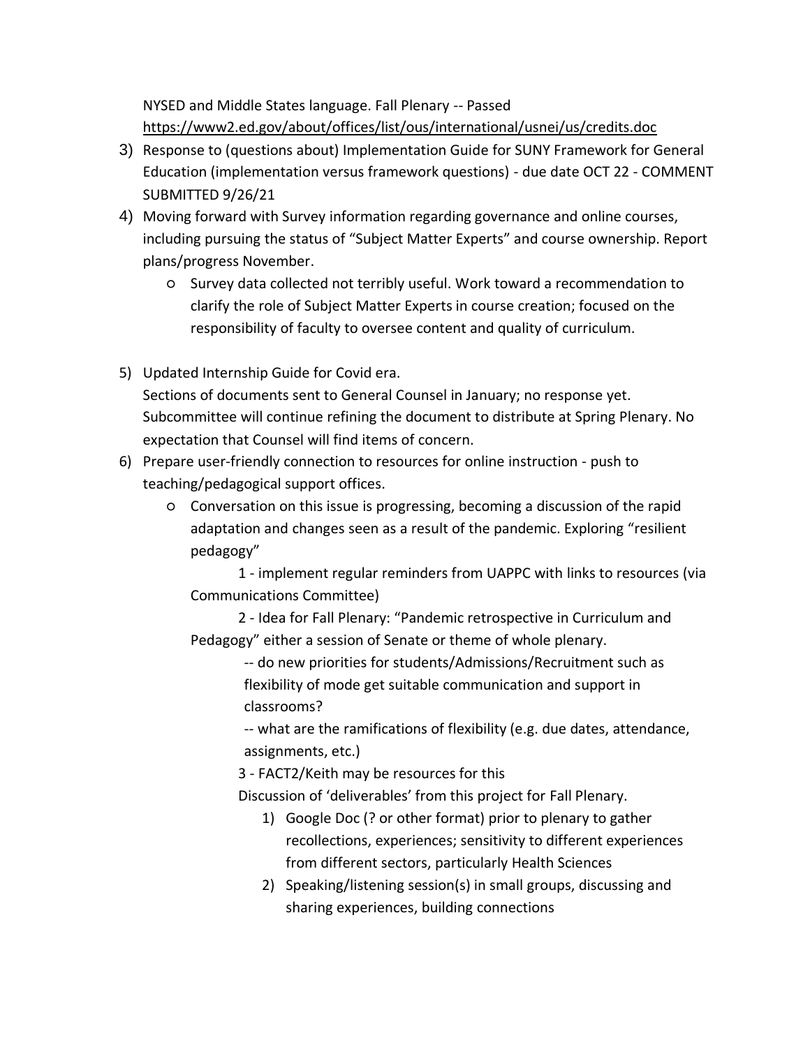NYSED and Middle States language. Fall Plenary -- Passed
https://www2.ed.gov/about/offices/list/ous/international/usnei/us/credits.doc

3) Response to (questions about) Implementation Guide for SUNY Framework for General Education (implementation versus framework questions) - due date OCT 22 - COMMENT SUBMITTED 9/26/21
4) Moving forward with Survey information regarding governance and online courses, including pursuing the status of "Subject Matter Experts" and course ownership. Report plans/progress November.
   - Survey data collected not terribly useful. Work toward a recommendation to clarify the role of Subject Matter Experts in course creation; focused on the responsibility of faculty to oversee content and quality of curriculum.

5) Updated Internship Guide for Covid era.
   Sections of documents sent to General Counsel in January; no response yet. Subcommittee will continue refining the document to distribute at Spring Plenary. No expectation that Counsel will find items of concern.
6) Prepare user-friendly connection to resources for online instruction - push to teaching/pedagogical support offices.
   - Conversation on this issue is progressing, becoming a discussion of the rapid adaptation and changes seen as a result of the pandemic. Exploring "resilient pedagogy"

     1 - implement regular reminders from UAPPC with links to resources (via Communications Committee)

     2 - Idea for Fall Plenary: "Pandemic retrospective in Curriculum and Pedagogy" either a session of Senate or theme of whole plenary.

     -- do new priorities for students/Admissions/Recruitment such as flexibility of mode get suitable communication and support in classrooms?

     -- what are the ramifications of flexibility (e.g. due dates, attendance, assignments, etc.)

     3 - FACT2/Keith may be resources for this

     Discussion of 'deliverables' from this project for Fall Plenary.

     1) Google Doc (? or other format) prior to plenary to gather recollections, experiences; sensitivity to different experiences from different sectors, particularly Health Sciences
     2) Speaking/listening session(s) in small groups, discussing and sharing experiences, building connections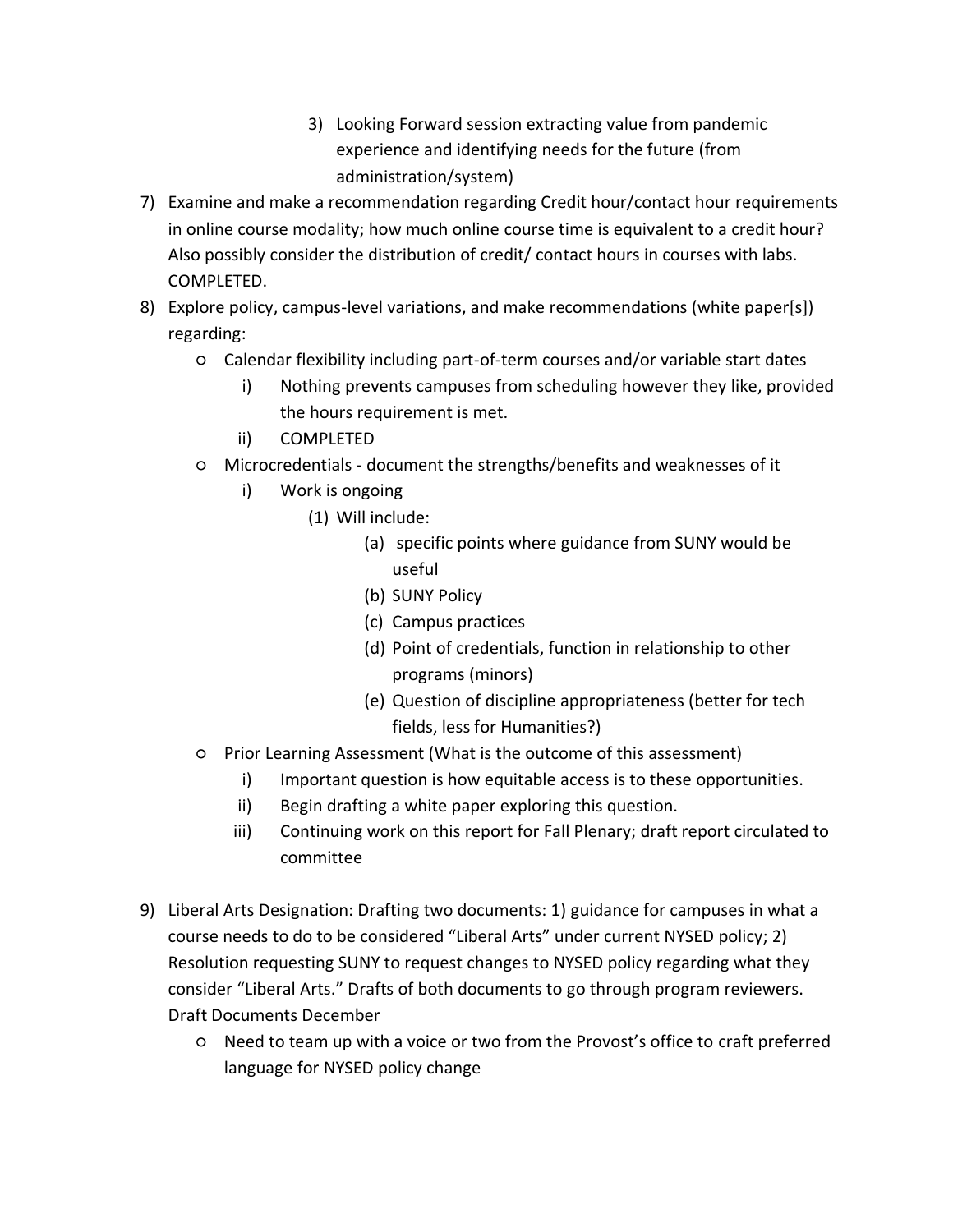3) Looking Forward session extracting value from pandemic experience and identifying needs for the future (from administration/system)

7) Examine and make a recommendation regarding Credit hour/contact hour requirements in online course modality; how much online course time is equivalent to a credit hour? Also possibly consider the distribution of credit/ contact hours in courses with labs. COMPLETED.
8) Explore policy, campus-level variations, and make recommendations (white paper[s]) regarding:
    - Calendar flexibility including part-of-term courses and/or variable start dates
        i) Nothing prevents campuses from scheduling however they like, provided the hours requirement is met.
        ii) COMPLETED
    - Microcredentials - document the strengths/benefits and weaknesses of it
        i) Work is ongoing
            (1) Will include:
                (a) specific points where guidance from SUNY would be useful
                (b) SUNY Policy
                (c) Campus practices
                (d) Point of credentials, function in relationship to other programs (minors)
                (e) Question of discipline appropriateness (better for tech fields, less for Humanities?)
    - Prior Learning Assessment (What is the outcome of this assessment)
        i) Important question is how equitable access is to these opportunities.
        ii) Begin drafting a white paper exploring this question.
        iii) Continuing work on this report for Fall Plenary; draft report circulated to committee

9) Liberal Arts Designation: Drafting two documents: 1) guidance for campuses in what a course needs to do to be considered "Liberal Arts" under current NYSED policy; 2) Resolution requesting SUNY to request changes to NYSED policy regarding what they consider "Liberal Arts." Drafts of both documents to go through program reviewers. Draft Documents December
    - Need to team up with a voice or two from the Provost's office to craft preferred language for NYSED policy change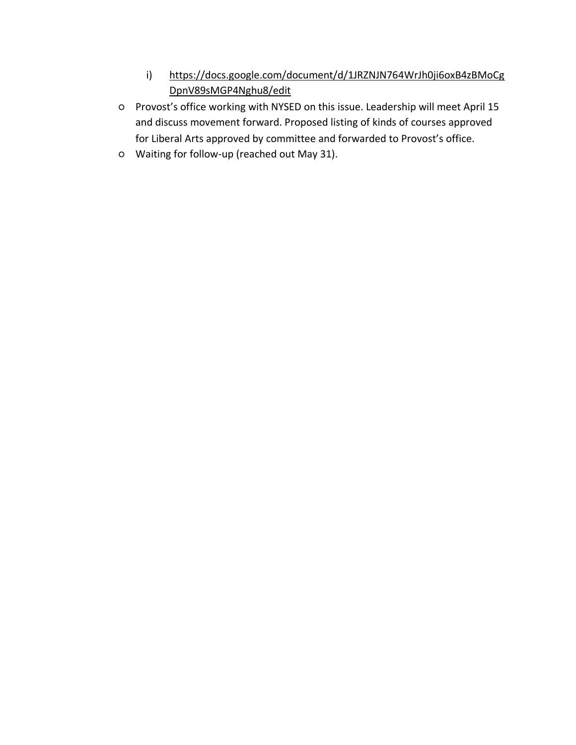i) https://docs.google.com/document/d/1JRZNJN764WrJh0ji6oxB4zBMoCgDpnV89sMGP4Nghu8/edit

- Provost's office working with NYSED on this issue. Leadership will meet April 15 and discuss movement forward. Proposed listing of kinds of courses approved for Liberal Arts approved by committee and forwarded to Provost's office.
- Waiting for follow-up (reached out May 31).